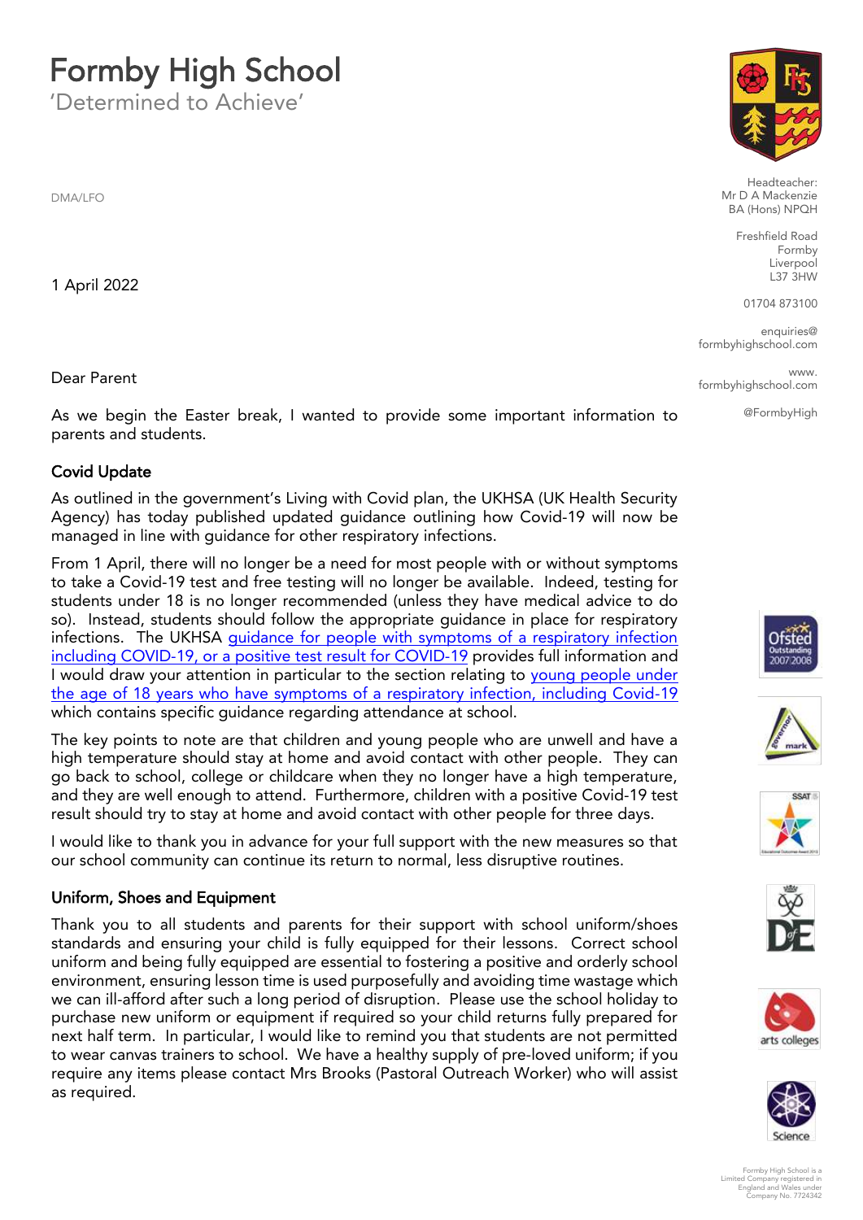# Formby High School

'Determined to Achieve'

Headteacher:
Mr D A Mackenzie
BA (Hons) NPQH

Freshfield Road
Formby
Liverpool
L37 3HW

01704 873100

enquiries@formbyhighschool.com

www.formbyhighschool.com

@FormbyHigh

DMA/LFO

1 April 2022

Dear Parent

As we begin the Easter break, I wanted to provide some important information to parents and students.

## Covid Update

As outlined in the government's Living with Covid plan, the UKHSA (UK Health Security Agency) has today published updated guidance outlining how Covid-19 will now be managed in line with guidance for other respiratory infections.

From 1 April, there will no longer be a need for most people with or without symptoms to take a Covid-19 test and free testing will no longer be available. Indeed, testing for students under 18 is no longer recommended (unless they have medical advice to do so). Instead, students should follow the appropriate guidance in place for respiratory infections. The UKHSA guidance for people with symptoms of a respiratory infection including COVID-19, or a positive test result for COVID-19 provides full information and I would draw your attention in particular to the section relating to young people under the age of 18 years who have symptoms of a respiratory infection, including Covid-19 which contains specific guidance regarding attendance at school.

The key points to note are that children and young people who are unwell and have a high temperature should stay at home and avoid contact with other people. They can go back to school, college or childcare when they no longer have a high temperature, and they are well enough to attend. Furthermore, children with a positive Covid-19 test result should try to stay at home and avoid contact with other people for three days.

I would like to thank you in advance for your full support with the new measures so that our school community can continue its return to normal, less disruptive routines.

## Uniform, Shoes and Equipment

Thank you to all students and parents for their support with school uniform/shoes standards and ensuring your child is fully equipped for their lessons. Correct school uniform and being fully equipped are essential to fostering a positive and orderly school environment, ensuring lesson time is used purposefully and avoiding time wastage which we can ill-afford after such a long period of disruption. Please use the school holiday to purchase new uniform or equipment if required so your child returns fully prepared for next half term. In particular, I would like to remind you that students are not permitted to wear canvas trainers to school. We have a healthy supply of pre-loved uniform; if you require any items please contact Mrs Brooks (Pastoral Outreach Worker) who will assist as required.

Formby High School is a Limited Company registered in England and Wales under Company No. 7724342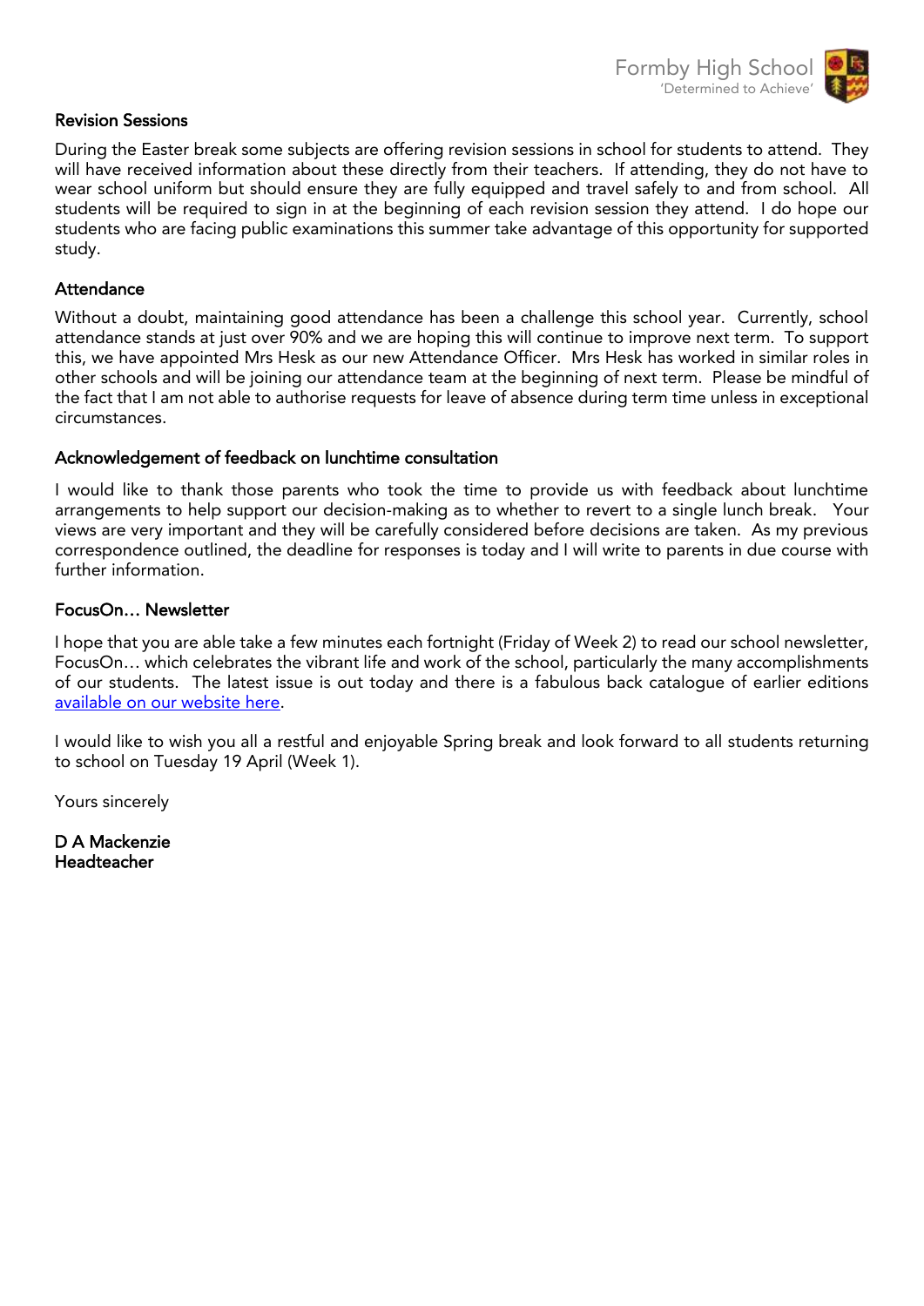### Revision Sessions

During the Easter break some subjects are offering revision sessions in school for students to attend. They will have received information about these directly from their teachers. If attending, they do not have to wear school uniform but should ensure they are fully equipped and travel safely to and from school. All students will be required to sign in at the beginning of each revision session they attend. I do hope our students who are facing public examinations this summer take advantage of this opportunity for supported study.

### Attendance

Without a doubt, maintaining good attendance has been a challenge this school year. Currently, school attendance stands at just over 90% and we are hoping this will continue to improve next term. To support this, we have appointed Mrs Hesk as our new Attendance Officer. Mrs Hesk has worked in similar roles in other schools and will be joining our attendance team at the beginning of next term. Please be mindful of the fact that I am not able to authorise requests for leave of absence during term time unless in exceptional circumstances.

### Acknowledgement of feedback on lunchtime consultation

I would like to thank those parents who took the time to provide us with feedback about lunchtime arrangements to help support our decision-making as to whether to revert to a single lunch break. Your views are very important and they will be carefully considered before decisions are taken. As my previous correspondence outlined, the deadline for responses is today and I will write to parents in due course with further information.

### FocusOn… Newsletter

I hope that you are able take a few minutes each fortnight (Friday of Week 2) to read our school newsletter, FocusOn… which celebrates the vibrant life and work of the school, particularly the many accomplishments of our students. The latest issue is out today and there is a fabulous back catalogue of earlier editions available on our website here.

I would like to wish you all a restful and enjoyable Spring break and look forward to all students returning to school on Tuesday 19 April (Week 1).

Yours sincerely

**D A Mackenzie**
**Headteacher**